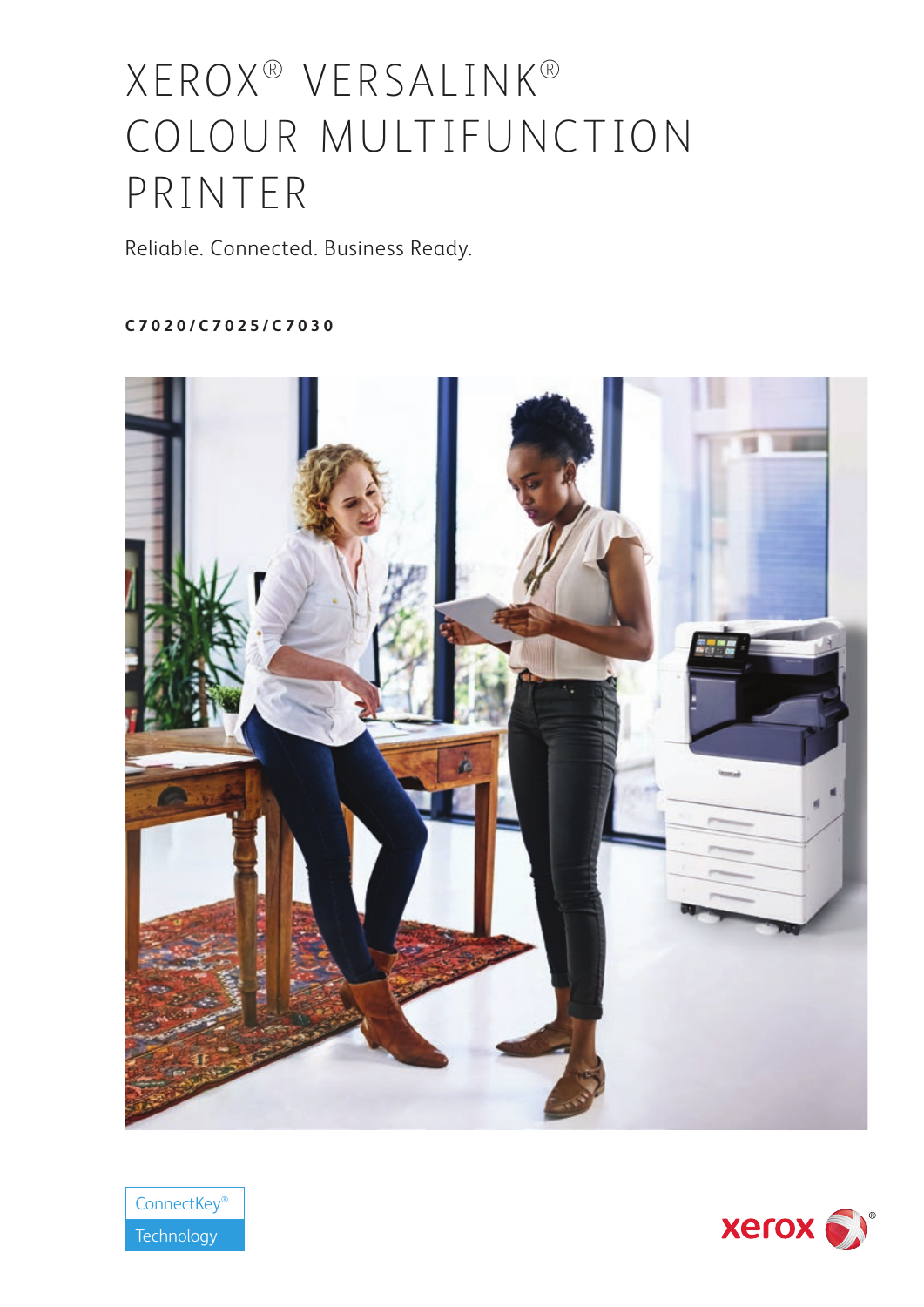# XEROX® VERSALINK® COLOUR MULTIFUNCTION PRINTER

Reliable. Connected. Business Ready.

**C7020/C7025/C7030**

ConnectKey® Technology

xerox®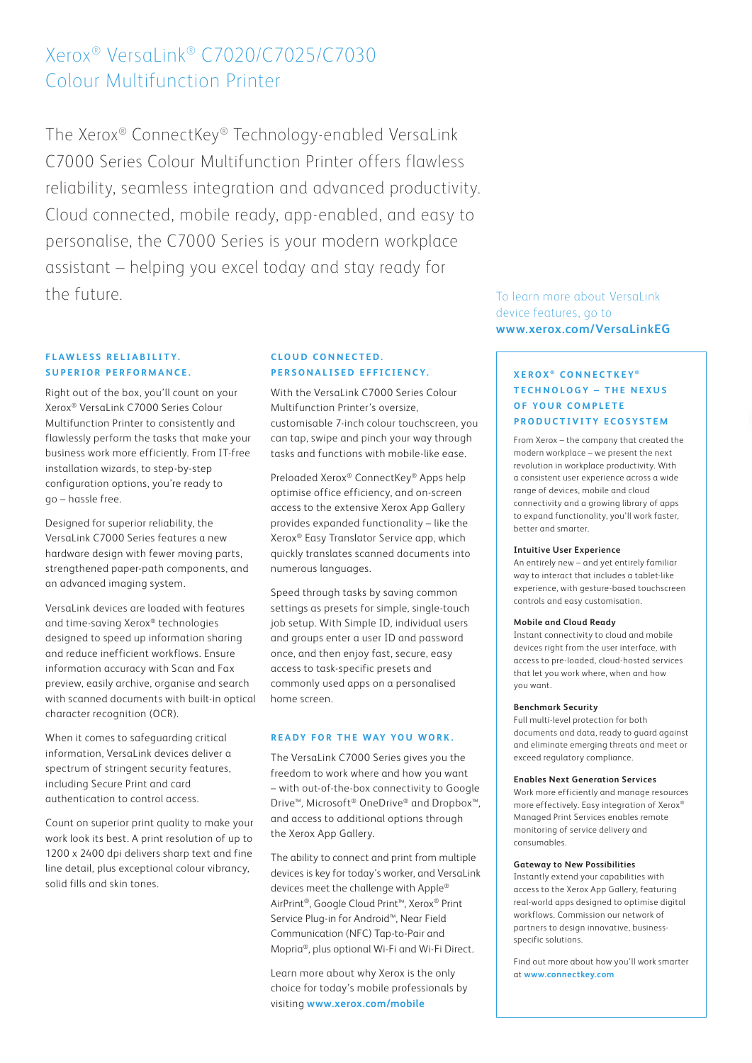# Xerox® VersaLink® C7020/C7025/C7030 Colour Multifunction Printer

The Xerox® ConnectKey® Technology-enabled VersaLink C7000 Series Colour Multifunction Printer offers flawless reliability, seamless integration and advanced productivity. Cloud connected, mobile ready, app-enabled, and easy to personalise, the C7000 Series is your modern workplace assistant – helping you excel today and stay ready for the future.

To learn more about VersaLink device features, go to **www.xerox.com/VersaLinkEG**

## FLAWLESS RELIABILITY. SUPERIOR PERFORMANCE.

Right out of the box, you'll count on your Xerox® VersaLink C7000 Series Colour Multifunction Printer to consistently and flawlessly perform the tasks that make your business work more efficiently. From IT-free installation wizards, to step-by-step configuration options, you're ready to go – hassle free.

Designed for superior reliability, the VersaLink C7000 Series features a new hardware design with fewer moving parts, strengthened paper-path components, and an advanced imaging system.

VersaLink devices are loaded with features and time-saving Xerox® technologies designed to speed up information sharing and reduce inefficient workflows. Ensure information accuracy with Scan and Fax preview, easily archive, organise and search with scanned documents with built-in optical character recognition (OCR).

When it comes to safeguarding critical information, VersaLink devices deliver a spectrum of stringent security features, including Secure Print and card authentication to control access.

Count on superior print quality to make your work look its best. A print resolution of up to 1200 x 2400 dpi delivers sharp text and fine line detail, plus exceptional colour vibrancy, solid fills and skin tones.

## CLOUD CONNECTED. PERSONALISED EFFICIENCY.

With the VersaLink C7000 Series Colour Multifunction Printer's oversize, customisable 7-inch colour touchscreen, you can tap, swipe and pinch your way through tasks and functions with mobile-like ease.

Preloaded Xerox® ConnectKey® Apps help optimise office efficiency, and on-screen access to the extensive Xerox App Gallery provides expanded functionality – like the Xerox® Easy Translator Service app, which quickly translates scanned documents into numerous languages.

Speed through tasks by saving common settings as presets for simple, single-touch job setup. With Simple ID, individual users and groups enter a user ID and password once, and then enjoy fast, secure, easy access to task-specific presets and commonly used apps on a personalised home screen.

## READY FOR THE WAY YOU WORK.

The VersaLink C7000 Series gives you the freedom to work where and how you want – with out-of-the-box connectivity to Google Drive™, Microsoft® OneDrive® and Dropbox™, and access to additional options through the Xerox App Gallery.

The ability to connect and print from multiple devices is key for today's worker, and VersaLink devices meet the challenge with Apple® AirPrint®, Google Cloud Print™, Xerox® Print Service Plug-in for Android™, Near Field Communication (NFC) Tap-to-Pair and Mopria®, plus optional Wi-Fi and Wi-Fi Direct.

Learn more about why Xerox is the only choice for today's mobile professionals by visiting **www.xerox.com/mobile**

## XEROX® CONNECTKEY® TECHNOLOGY – THE NEXUS OF YOUR COMPLETE PRODUCTIVITY ECOSYSTEM

From Xerox – the company that created the modern workplace – we present the next revolution in workplace productivity. With a consistent user experience across a wide range of devices, mobile and cloud connectivity and a growing library of apps to expand functionality, you'll work faster, better and smarter.

**Intuitive User Experience**
An entirely new – and yet entirely familiar way to interact that includes a tablet-like experience, with gesture-based touchscreen controls and easy customisation.

**Mobile and Cloud Ready**
Instant connectivity to cloud and mobile devices right from the user interface, with access to pre-loaded, cloud-hosted services that let you work where, when and how you want.

**Benchmark Security**
Full multi-level protection for both documents and data, ready to guard against and eliminate emerging threats and meet or exceed regulatory compliance.

**Enables Next Generation Services**
Work more efficiently and manage resources more effectively. Easy integration of Xerox® Managed Print Services enables remote monitoring of service delivery and consumables.

**Gateway to New Possibilities**
Instantly extend your capabilities with access to the Xerox App Gallery, featuring real-world apps designed to optimise digital workflows. Commission our network of partners to design innovative, business-specific solutions.

Find out more about how you'll work smarter at **www.connectkey.com**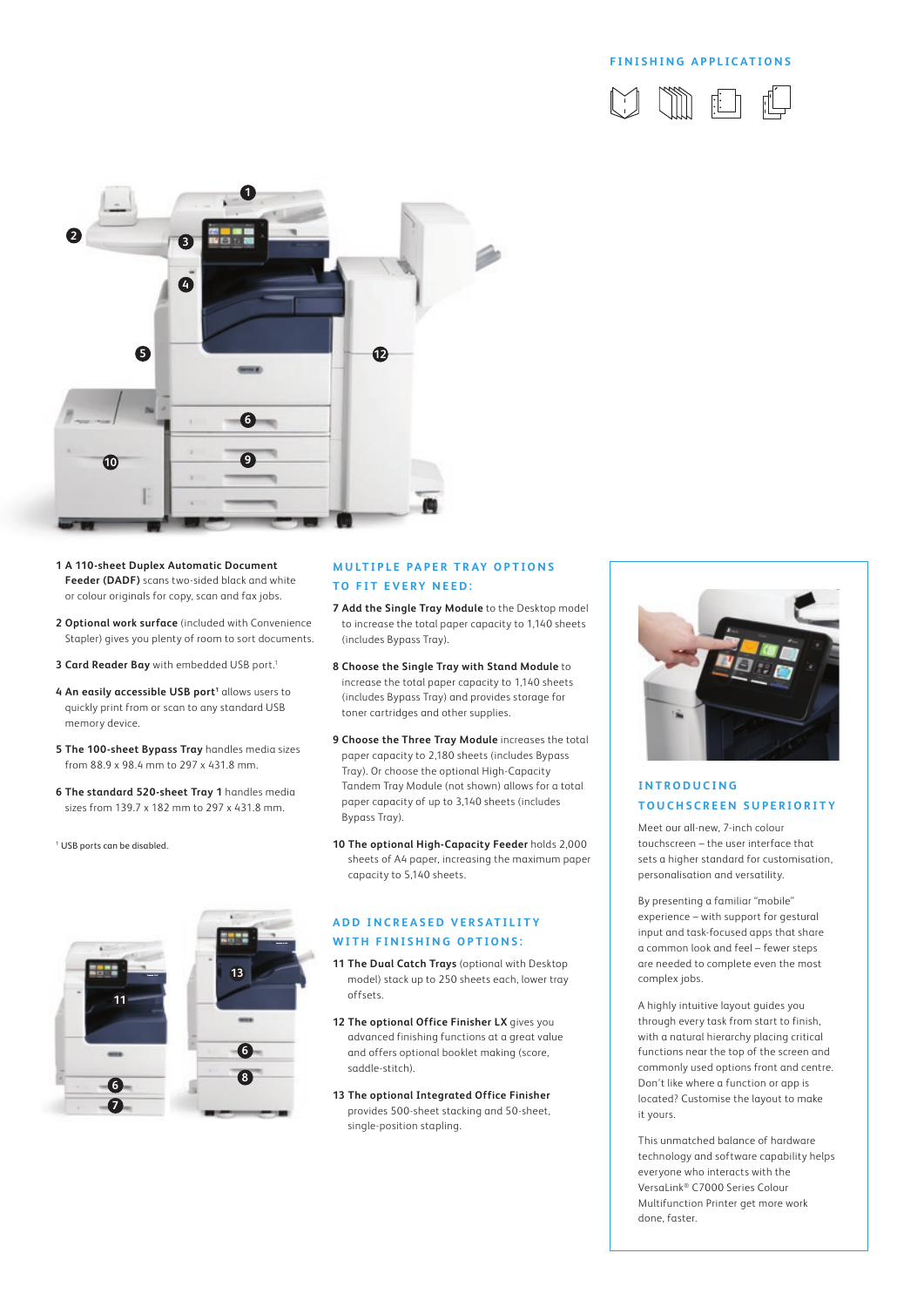## FINISHING APPLICATIONS

1 **A 110-sheet Duplex Automatic Document Feeder (DADF)** scans two-sided black and white or colour originals for copy, scan and fax jobs.

2 **Optional work surface** (included with Convenience Stapler) gives you plenty of room to sort documents.

3 **Card Reader Bay** with embedded USB port.[1]

4 **An easily accessible USB port**[1] allows users to quickly print from or scan to any standard USB memory device.

5 **The 100-sheet Bypass Tray** handles media sizes from 88.9 x 98.4 mm to 297 x 431.8 mm.

6 **The standard 520-sheet Tray 1** handles media sizes from 139.7 x 182 mm to 297 x 431.8 mm.

[1] USB ports can be disabled.

## MULTIPLE PAPER TRAY OPTIONS TO FIT EVERY NEED:

7 **Add the Single Tray Module** to the Desktop model to increase the total paper capacity to 1,140 sheets (includes Bypass Tray).

8 **Choose the Single Tray with Stand Module** to increase the total paper capacity to 1,140 sheets (includes Bypass Tray) and provides storage for toner cartridges and other supplies.

9 **Choose the Three Tray Module** increases the total paper capacity to 2,180 sheets (includes Bypass Tray). Or choose the optional High-Capacity Tandem Tray Module (not shown) allows for a total paper capacity of up to 3,140 sheets (includes Bypass Tray).

10 **The optional High-Capacity Feeder** holds 2,000 sheets of A4 paper, increasing the maximum paper capacity to 5,140 sheets.

## ADD INCREASED VERSATILITY WITH FINISHING OPTIONS:

11 **The Dual Catch Trays** (optional with Desktop model) stack up to 250 sheets each, lower tray offsets.

12 **The optional Office Finisher LX** gives you advanced finishing functions at a great value and offers optional booklet making (score, saddle-stitch).

13 **The optional Integrated Office Finisher** provides 500-sheet stacking and 50-sheet, single-position stapling.

## INTRODUCING TOUCHSCREEN SUPERIORITY

Meet our all-new, 7-inch colour touchscreen – the user interface that sets a higher standard for customisation, personalisation and versatility.

By presenting a familiar "mobile" experience – with support for gestural input and task-focused apps that share a common look and feel – fewer steps are needed to complete even the most complex jobs.

A highly intuitive layout guides you through every task from start to finish, with a natural hierarchy placing critical functions near the top of the screen and commonly used options front and centre. Don't like where a function or app is located? Customise the layout to make it yours.

This unmatched balance of hardware technology and software capability helps everyone who interacts with the VersaLink® C7000 Series Colour Multifunction Printer get more work done, faster.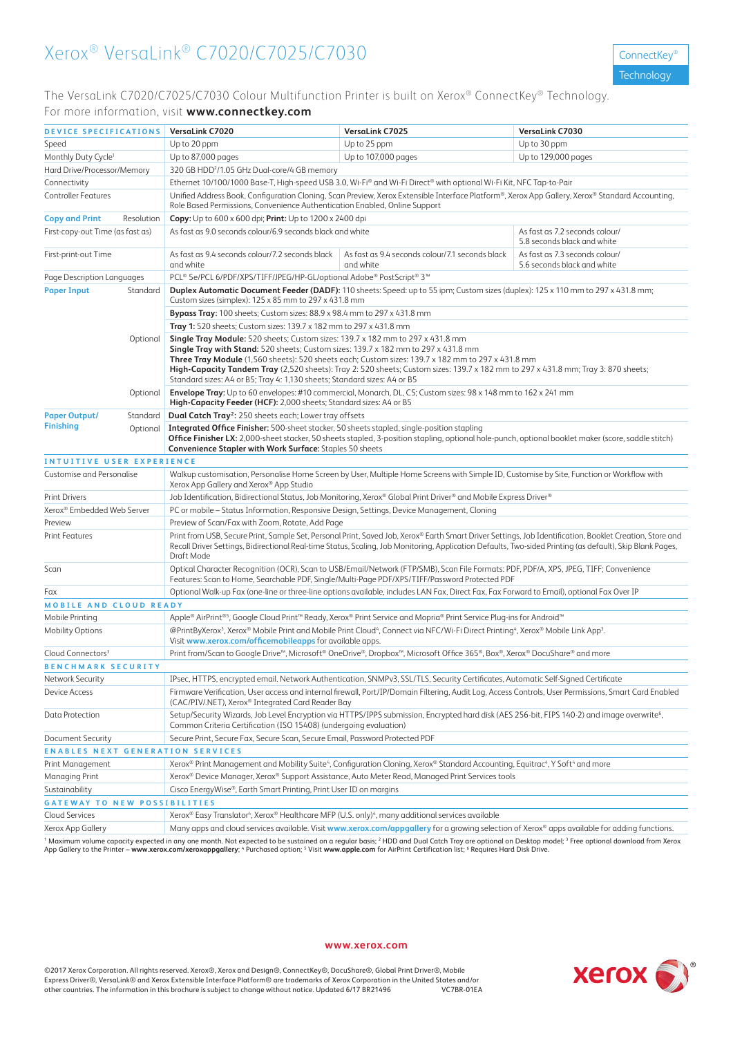# Xerox® VersaLink® C7020/C7025/C7030

ConnectKey® Technology

The VersaLink C7020/C7025/C7030 Colour Multifunction Printer is built on Xerox® ConnectKey® Technology.
For more information, visit **www.connectkey.com**

| DEVICE SPECIFICATIONS | | VersaLink C7020 | VersaLink C7025 | VersaLink C7030 |
|---|---|---|---|---|
| Speed | | Up to 20 ppm | Up to 25 ppm | Up to 30 ppm |
| Monthly Duty Cycle[1] | | Up to 87,000 pages | Up to 107,000 pages | Up to 129,000 pages |
| Hard Drive/Processor/Memory | | 320 GB HDD[2]/1.05 GHz Dual-core/4 GB memory | | |
| Connectivity | | Ethernet 10/100/1000 Base-T, High-speed USB 3.0, Wi-Fi® and Wi-Fi Direct® with optional Wi-Fi Kit, NFC Tap-to-Pair | | |
| Controller Features | | Unified Address Book, Configuration Cloning, Scan Preview, Xerox Extensible Interface Platform®, Xerox App Gallery, Xerox® Standard Accounting, Role Based Permissions, Convenience Authentication Enabled, Online Support | | |
| Copy and Print | Resolution | **Copy:** Up to 600 x 600 dpi; **Print:** Up to 1200 x 2400 dpi | | |
| First-copy-out Time (as fast as) | | As fast as 9.0 seconds colour/6.9 seconds black and white | | As fast as 7.2 seconds colour/ 5.8 seconds black and white |
| First-print-out Time | | As fast as 9.4 seconds colour/7.2 seconds black and white | As fast as 9.4 seconds colour/7.1 seconds black and white | As fast as 7.3 seconds colour/ 5.6 seconds black and white |
| Page Description Languages | | PCL® 5e/PCL 6/PDF/XPS/TIFF/JPEG/HP-GL/optional Adobe® PostScript® 3™ | | |
| Paper Input | Standard | **Duplex Automatic Document Feeder (DADF):** 110 sheets: Speed: up to 55 ipm; Custom sizes (duplex): 125 x 110 mm to 297 x 431.8 mm; Custom sizes (simplex): 125 x 85 mm to 297 x 431.8 mm | | |
| | | **Bypass Tray:** 100 sheets; Custom sizes: 88.9 x 98.4 mm to 297 x 431.8 mm | | |
| | | **Tray 1:** 520 sheets; Custom sizes: 139.7 x 182 mm to 297 x 431.8 mm | | |
| | Optional | **Single Tray Module:** 520 sheets; Custom sizes: 139.7 x 182 mm to 297 x 431.8 mm<br>**Single Tray with Stand:** 520 sheets; Custom sizes: 139.7 x 182 mm to 297 x 431.8 mm<br>**Three Tray Module** (1,560 sheets): 520 sheets each; Custom sizes: 139.7 x 182 mm to 297 x 431.8 mm<br>**High-Capacity Tandem Tray** (2,520 sheets): Tray 2: 520 sheets; Custom sizes: 139.7 x 182 mm to 297 x 431.8 mm; Tray 3: 870 sheets; Standard sizes: A4 or B5; Tray 4: 1,130 sheets; Standard sizes: A4 or B5 | | |
| | Optional | **Envelope Tray:** Up to 60 envelopes: #10 commercial, Monarch, DL, C5; Custom sizes: 98 x 148 mm to 162 x 241 mm<br>**High-Capacity Feeder (HCF):** 2,000 sheets; Standard sizes: A4 or B5 | | |
| Paper Output/ Finishing | Standard | **Dual Catch Tray[2]:** 250 sheets each; Lower tray offsets | | |
| | Optional | **Integrated Office Finisher:** 500-sheet stacker, 50 sheets stapled, single-position stapling<br>**Office Finisher LX:** 2,000-sheet stacker, 50 sheets stapled, 3-position stapling, optional hole-punch, optional booklet maker (score, saddle stitch)<br>**Convenience Stapler with Work Surface:** Staples 50 sheets | | |

| INTUITIVE USER EXPERIENCE | |
|---|---|
| Customise and Personalise | Walkup customisation, Personalise Home Screen by User, Multiple Home Screens with Simple ID, Customise by Site, Function or Workflow with Xerox App Gallery and Xerox® App Studio |
| Print Drivers | Job Identification, Bidirectional Status, Job Monitoring, Xerox® Global Print Driver® and Mobile Express Driver® |
| Xerox® Embedded Web Server | PC or mobile – Status Information, Responsive Design, Settings, Device Management, Cloning |
| Preview | Preview of Scan/Fax with Zoom, Rotate, Add Page |
| Print Features | Print from USB, Secure Print, Sample Set, Personal Print, Saved Job, Xerox® Earth Smart Driver Settings, Job Identification, Booklet Creation, Store and Recall Driver Settings, Bidirectional Real-time Status, Scaling, Job Monitoring, Application Defaults, Two-sided Printing (as default), Skip Blank Pages, Draft Mode |
| Scan | Optical Character Recognition (OCR), Scan to USB/Email/Network (FTP/SMB), Scan File Formats: PDF, PDF/A, XPS, JPEG, TIFF; Convenience Features: Scan to Home, Searchable PDF, Single/Multi-Page PDF/XPS/TIFF/Password Protected PDF |
| Fax | Optional Walk-up Fax (one-line or three-line options available, includes LAN Fax, Direct Fax, Fax Forward to Email), optional Fax Over IP |
| **MOBILE AND CLOUD READY** | |
| Mobile Printing | Apple® AirPrint®[5], Google Cloud Print™ Ready, Xerox® Print Service and Mopria® Print Service Plug-ins for Android™ |
| Mobility Options | @PrintByXerox[3], Xerox® Mobile Print and Mobile Print Cloud[4], Connect via NFC/Wi-Fi Direct Printing[4], Xerox® Mobile Link App[3]. Visit www.xerox.com/officemobileapps for available apps. |
| Cloud Connectors[3] | Print from/Scan to Google Drive™, Microsoft® OneDrive®, Dropbox™, Microsoft Office 365®, Box®, Xerox® DocuShare® and more |
| **BENCHMARK SECURITY** | |
| Network Security | IPsec, HTTPS, encrypted email. Network Authentication, SNMPv3, SSL/TLS, Security Certificates, Automatic Self-Signed Certificate |
| Device Access | Firmware Verification, User access and internal firewall, Port/IP/Domain Filtering, Audit Log, Access Controls, User Permissions, Smart Card Enabled (CAC/PIV/.NET), Xerox® Integrated Card Reader Bay |
| Data Protection | Setup/Security Wizards, Job Level Encryption via HTTPS/IPPS submission, Encrypted hard disk (AES 256-bit, FIPS 140-2) and image overwrite[6], Common Criteria Certification (ISO 15408) (undergoing evaluation) |
| Document Security | Secure Print, Secure Fax, Secure Scan, Secure Email, Password Protected PDF |
| **ENABLES NEXT GENERATION SERVICES** | |
| Print Management | Xerox® Print Management and Mobility Suite[4], Configuration Cloning, Xerox® Standard Accounting, Equitrac[4], Y Soft[4] and more |
| Managing Print | Xerox® Device Manager, Xerox® Support Assistance, Auto Meter Read, Managed Print Services tools |
| Sustainability | Cisco EnergyWise®, Earth Smart Printing, Print User ID on margins |
| **GATEWAY TO NEW POSSIBILITIES** | |
| Cloud Services | Xerox® Easy Translator[4], Xerox® Healthcare MFP (U.S. only)[4], many additional services available |
| Xerox App Gallery | Many apps and cloud services available. Visit www.xerox.com/appgallery for a growing selection of Xerox® apps available for adding functions. |

[1] Maximum volume capacity expected in any one month. Not expected to be sustained on a regular basis; [2] HDD and Dual Catch Tray are optional on Desktop model; [3] Free optional download from Xerox App Gallery to the Printer – **www.xerox.com/xeroxappgallery**; [4] Purchased option; [5] Visit **www.apple.com** for AirPrint Certification list; [6] Requires Hard Disk Drive.

**www.xerox.com**

©2017 Xerox Corporation. All rights reserved. Xerox®, Xerox and Design®, ConnectKey®, DocuShare®, Global Print Driver®, Mobile Express Driver®, VersaLink® and Xerox Extensible Interface Platform® are trademarks of Xerox Corporation in the United States and/or other countries. The information in this brochure is subject to change without notice. Updated 6/17 BR21496 VC7BR-01EA